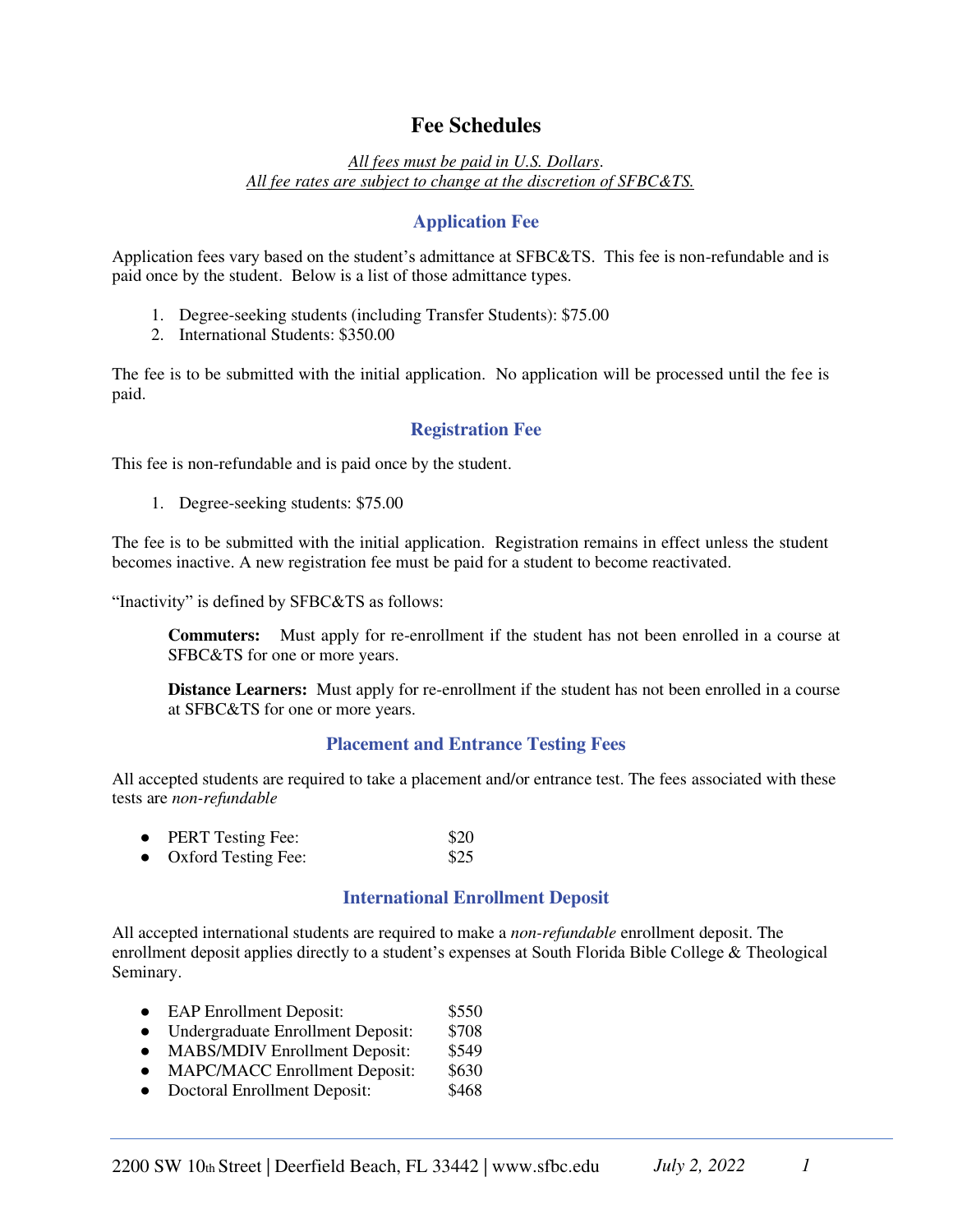# Fee Schedules

*All fees must be paid in U.S. Dollars*.
*All fee rates are subject to change at the discretion of SFBC&TS.*

## Application Fee

Application fees vary based on the student's admittance at SFBC&TS. This fee is non-refundable and is paid once by the student. Below is a list of those admittance types.

1. Degree-seeking students (including Transfer Students): $75.00
2. International Students: $350.00

The fee is to be submitted with the initial application. No application will be processed until the fee is paid.

## Registration Fee

This fee is non-refundable and is paid once by the student.

1. Degree-seeking students: $75.00

The fee is to be submitted with the initial application. Registration remains in effect unless the student becomes inactive. A new registration fee must be paid for a student to become reactivated.

"Inactivity" is defined by SFBC&TS as follows:

> **Commuters:** Must apply for re-enrollment if the student has not been enrolled in a course at SFBC&TS for one or more years.
>
> **Distance Learners:** Must apply for re-enrollment if the student has not been enrolled in a course at SFBC&TS for one or more years.

## Placement and Entrance Testing Fees

All accepted students are required to take a placement and/or entrance test. The fees associated with these tests are *non-refundable*

- PERT Testing Fee: $20
- Oxford Testing Fee: $25

## International Enrollment Deposit

All accepted international students are required to make a *non-refundable* enrollment deposit. The enrollment deposit applies directly to a student's expenses at South Florida Bible College & Theological Seminary.

- EAP Enrollment Deposit: $550
- Undergraduate Enrollment Deposit: $708
- MABS/MDIV Enrollment Deposit: $549
- MAPC/MACC Enrollment Deposit: $630
- Doctoral Enrollment Deposit: $468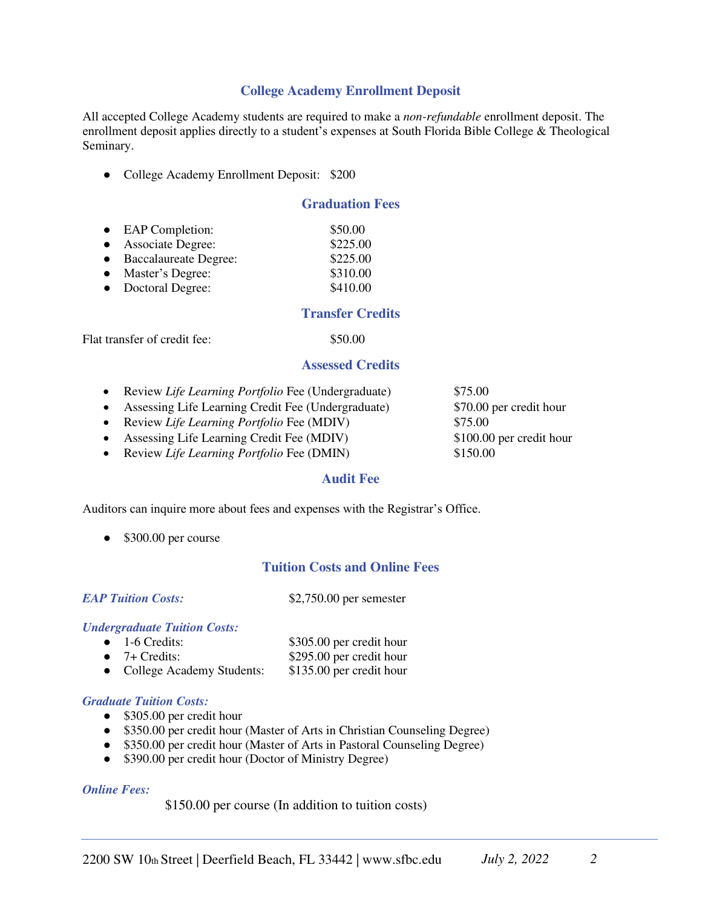## College Academy Enrollment Deposit

All accepted College Academy students are required to make a *non-refundable* enrollment deposit. The enrollment deposit applies directly to a student's expenses at South Florida Bible College & Theological Seminary.

- College Academy Enrollment Deposit: $200

## Graduation Fees

- EAP Completion: $50.00
- Associate Degree: $225.00
- Baccalaureate Degree: $225.00
- Master's Degree: $310.00
- Doctoral Degree: $410.00

## Transfer Credits

Flat transfer of credit fee: $50.00

## Assessed Credits

- Review *Life Learning Portfolio* Fee (Undergraduate) $75.00
- Assessing Life Learning Credit Fee (Undergraduate) $70.00 per credit hour
- Review *Life Learning Portfolio* Fee (MDIV) $75.00
- Assessing Life Learning Credit Fee (MDIV) $100.00 per credit hour
- Review *Life Learning Portfolio* Fee (DMIN) $150.00

## Audit Fee

Auditors can inquire more about fees and expenses with the Registrar's Office.

- $300.00 per course

## Tuition Costs and Online Fees

***EAP Tuition Costs:*** $2,750.00 per semester

***Undergraduate Tuition Costs:***

- 1-6 Credits: $305.00 per credit hour
- 7+ Credits: $295.00 per credit hour
- College Academy Students: $135.00 per credit hour

***Graduate Tuition Costs:***

- $305.00 per credit hour
- $350.00 per credit hour (Master of Arts in Christian Counseling Degree)
- $350.00 per credit hour (Master of Arts in Pastoral Counseling Degree)
- $390.00 per credit hour (Doctor of Ministry Degree)

***Online Fees:***

$150.00 per course (In addition to tuition costs)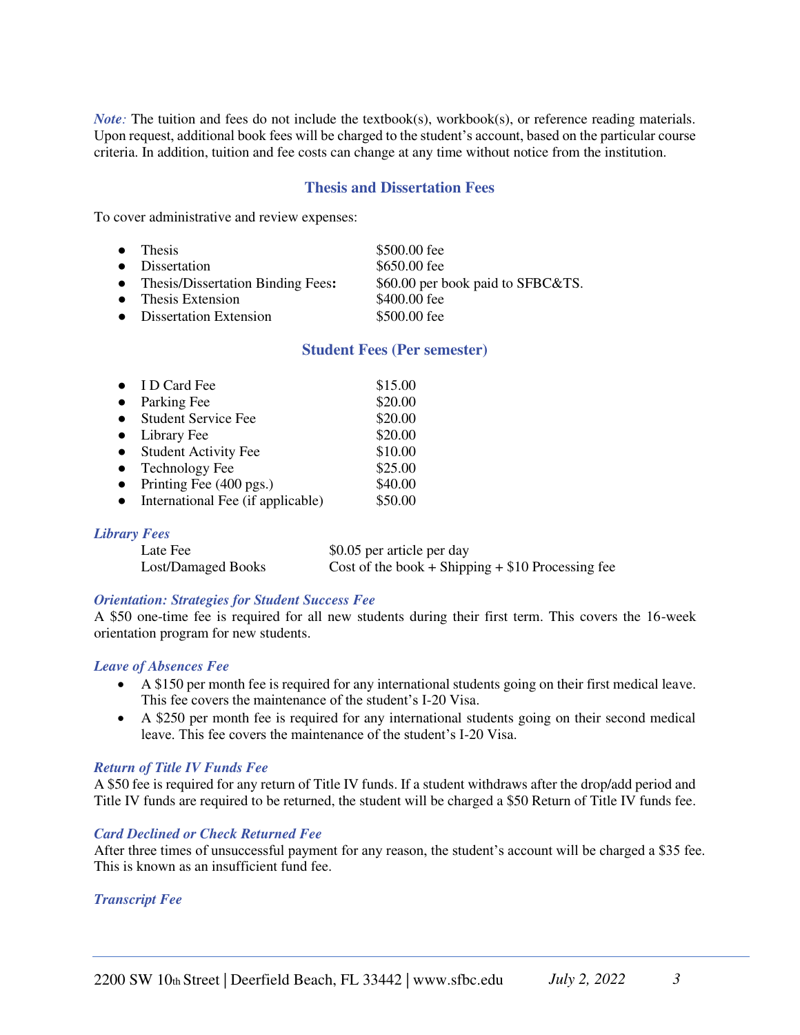*Note:* The tuition and fees do not include the textbook(s), workbook(s), or reference reading materials. Upon request, additional book fees will be charged to the student's account, based on the particular course criteria. In addition, tuition and fee costs can change at any time without notice from the institution.

## Thesis and Dissertation Fees

To cover administrative and review expenses:

- Thesis — $500.00 fee
- Dissertation — $650.00 fee
- Thesis/Dissertation Binding Fees**:** — $60.00 per book paid to SFBC&TS.
- Thesis Extension — $400.00 fee
- Dissertation Extension — $500.00 fee

## Student Fees (Per semester)

- I D Card Fee — $15.00
- Parking Fee — $20.00
- Student Service Fee — $20.00
- Library Fee — $20.00
- Student Activity Fee — $10.00
- Technology Fee — $25.00
- Printing Fee (400 pgs.) — $40.00
- International Fee (if applicable) — $50.00

### *Library Fees*

| | |
|---|---|
| Late Fee | $0.05 per article per day |
| Lost/Damaged Books | Cost of the book + Shipping + $10 Processing fee |

### *Orientation: Strategies for Student Success Fee*

A $50 one-time fee is required for all new students during their first term. This covers the 16-week orientation program for new students.

### *Leave of Absences Fee*

- A $150 per month fee is required for any international students going on their first medical leave. This fee covers the maintenance of the student's I-20 Visa.
- A $250 per month fee is required for any international students going on their second medical leave. This fee covers the maintenance of the student's I-20 Visa.

### *Return of Title IV Funds Fee*

A $50 fee is required for any return of Title IV funds. If a student withdraws after the drop/add period and Title IV funds are required to be returned, the student will be charged a $50 Return of Title IV funds fee.

### *Card Declined or Check Returned Fee*

After three times of unsuccessful payment for any reason, the student's account will be charged a $35 fee. This is known as an insufficient fund fee.

### *Transcript Fee*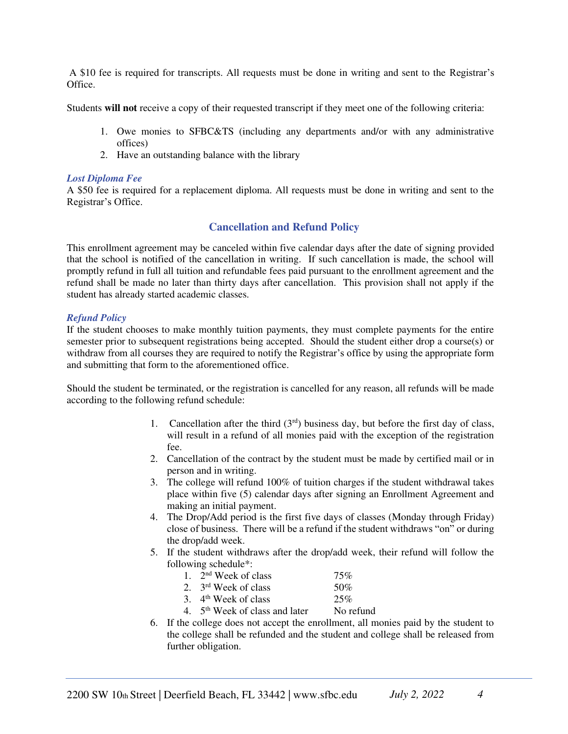A $10 fee is required for transcripts. All requests must be done in writing and sent to the Registrar's Office.

Students **will not** receive a copy of their requested transcript if they meet one of the following criteria:

1. Owe monies to SFBC&TS (including any departments and/or with any administrative offices)
2. Have an outstanding balance with the library

### *Lost Diploma Fee*

A $50 fee is required for a replacement diploma. All requests must be done in writing and sent to the Registrar's Office.

## Cancellation and Refund Policy

This enrollment agreement may be canceled within five calendar days after the date of signing provided that the school is notified of the cancellation in writing. If such cancellation is made, the school will promptly refund in full all tuition and refundable fees paid pursuant to the enrollment agreement and the refund shall be made no later than thirty days after cancellation. This provision shall not apply if the student has already started academic classes.

### *Refund Policy*

If the student chooses to make monthly tuition payments, they must complete payments for the entire semester prior to subsequent registrations being accepted. Should the student either drop a course(s) or withdraw from all courses they are required to notify the Registrar's office by using the appropriate form and submitting that form to the aforementioned office.

Should the student be terminated, or the registration is cancelled for any reason, all refunds will be made according to the following refund schedule:

1. Cancellation after the third (3rd) business day, but before the first day of class, will result in a refund of all monies paid with the exception of the registration fee.
2. Cancellation of the contract by the student must be made by certified mail or in person and in writing.
3. The college will refund 100% of tuition charges if the student withdrawal takes place within five (5) calendar days after signing an Enrollment Agreement and making an initial payment.
4. The Drop/Add period is the first five days of classes (Monday through Friday) close of business. There will be a refund if the student withdraws "on" or during the drop/add week.
5. If the student withdraws after the drop/add week, their refund will follow the following schedule*:
   1. 2nd Week of class — 75%
   2. 3rd Week of class — 50%
   3. 4th Week of class — 25%
   4. 5th Week of class and later — No refund
6. If the college does not accept the enrollment, all monies paid by the student to the college shall be refunded and the student and college shall be released from further obligation.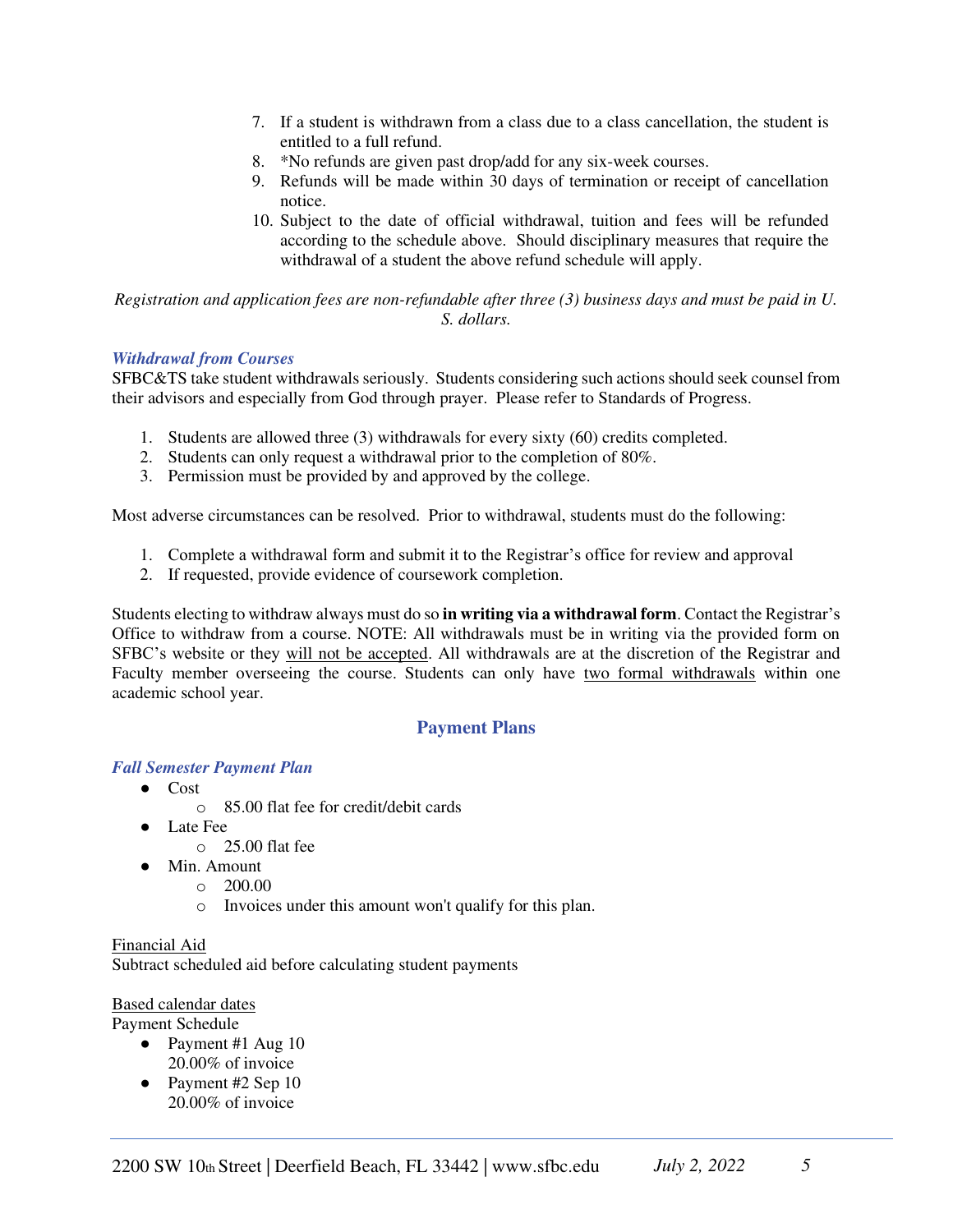7. If a student is withdrawn from a class due to a class cancellation, the student is entitled to a full refund.
8. *No refunds are given past drop/add for any six-week courses.
9. Refunds will be made within 30 days of termination or receipt of cancellation notice.
10. Subject to the date of official withdrawal, tuition and fees will be refunded according to the schedule above. Should disciplinary measures that require the withdrawal of a student the above refund schedule will apply.

*Registration and application fees are non-refundable after three (3) business days and must be paid in U. S. dollars.*

### *Withdrawal from Courses*

SFBC&TS take student withdrawals seriously. Students considering such actions should seek counsel from their advisors and especially from God through prayer. Please refer to Standards of Progress.

1. Students are allowed three (3) withdrawals for every sixty (60) credits completed.
2. Students can only request a withdrawal prior to the completion of 80%.
3. Permission must be provided by and approved by the college.

Most adverse circumstances can be resolved. Prior to withdrawal, students must do the following:

1. Complete a withdrawal form and submit it to the Registrar's office for review and approval
2. If requested, provide evidence of coursework completion.

Students electing to withdraw always must do so **in writing via a withdrawal form**. Contact the Registrar's Office to withdraw from a course. NOTE: All withdrawals must be in writing via the provided form on SFBC's website or they <u>will not be accepted</u>. All withdrawals are at the discretion of the Registrar and Faculty member overseeing the course. Students can only have <u>two formal withdrawals</u> within one academic school year.

## Payment Plans

### *Fall Semester Payment Plan*

- Cost
  - 85.00 flat fee for credit/debit cards
- Late Fee
  - 25.00 flat fee
- Min. Amount
  - 200.00
  - Invoices under this amount won't qualify for this plan.

<u>Financial Aid</u>
Subtract scheduled aid before calculating student payments

<u>Based calendar dates</u>
Payment Schedule

- Payment #1 Aug 10
  20.00% of invoice
- Payment #2 Sep 10
  20.00% of invoice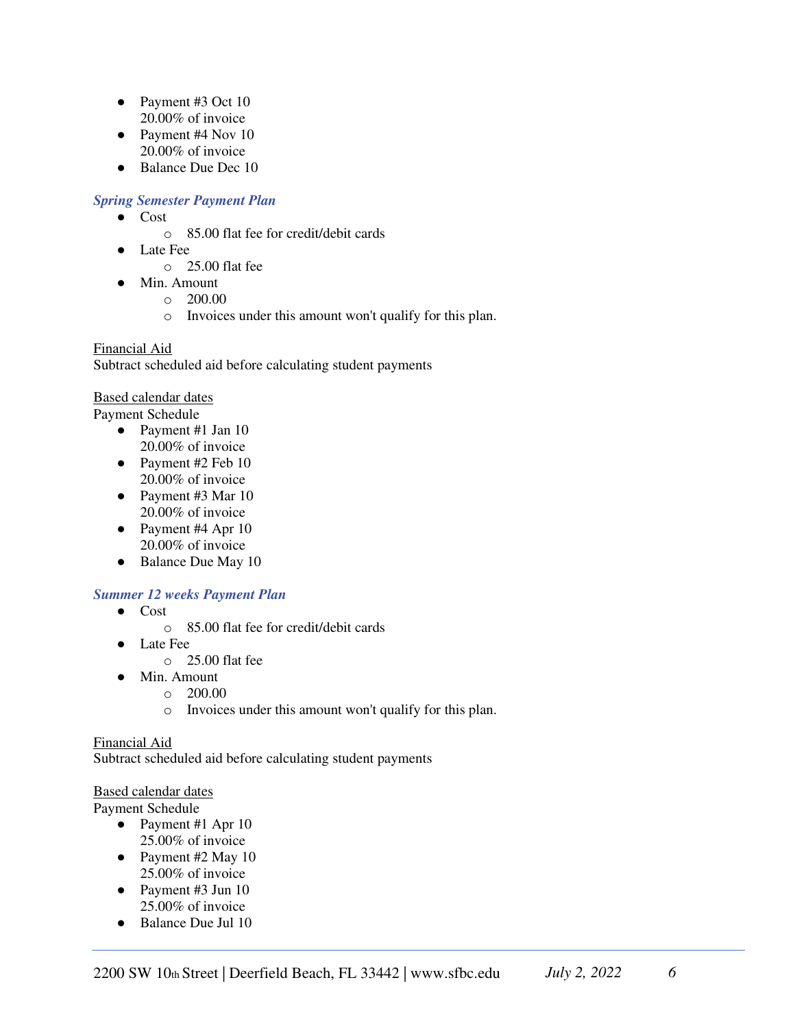- Payment #3 Oct 10
  20.00% of invoice
- Payment #4 Nov 10
  20.00% of invoice
- Balance Due Dec 10

### *Spring Semester Payment Plan*

- Cost
  - 85.00 flat fee for credit/debit cards
- Late Fee
  - 25.00 flat fee
- Min. Amount
  - 200.00
  - Invoices under this amount won't qualify for this plan.

Financial Aid
Subtract scheduled aid before calculating student payments

Based calendar dates
Payment Schedule

- Payment #1 Jan 10
  20.00% of invoice
- Payment #2 Feb 10
  20.00% of invoice
- Payment #3 Mar 10
  20.00% of invoice
- Payment #4 Apr 10
  20.00% of invoice
- Balance Due May 10

### *Summer 12 weeks Payment Plan*

- Cost
  - 85.00 flat fee for credit/debit cards
- Late Fee
  - 25.00 flat fee
- Min. Amount
  - 200.00
  - Invoices under this amount won't qualify for this plan.

Financial Aid
Subtract scheduled aid before calculating student payments

Based calendar dates
Payment Schedule

- Payment #1 Apr 10
  25.00% of invoice
- Payment #2 May 10
  25.00% of invoice
- Payment #3 Jun 10
  25.00% of invoice
- Balance Due Jul 10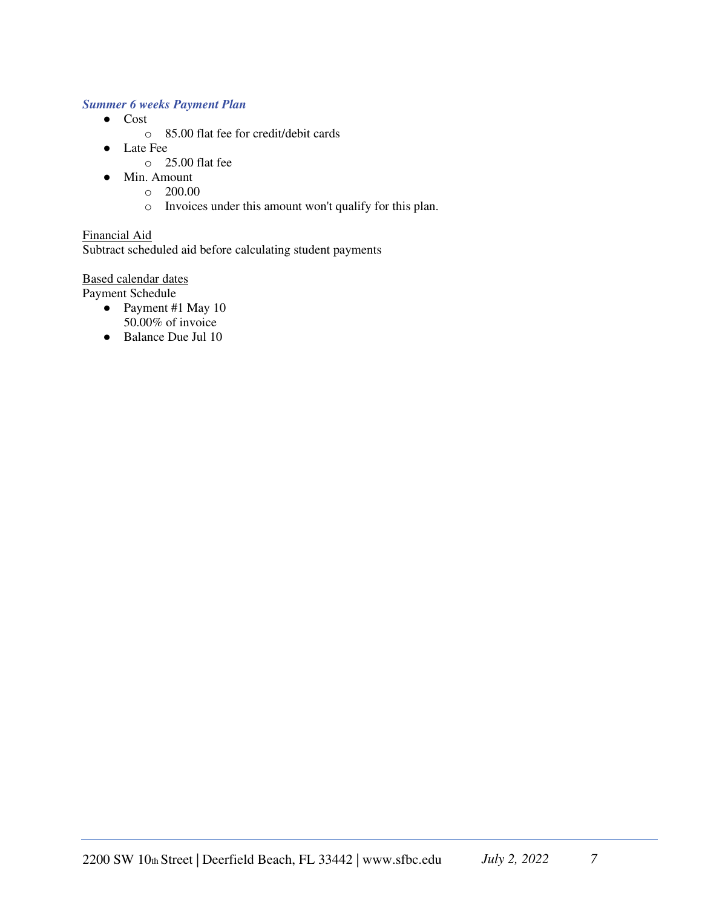### *Summer 6 weeks Payment Plan*

- Cost
  - 85.00 flat fee for credit/debit cards
- Late Fee
  - 25.00 flat fee
- Min. Amount
  - 200.00
  - Invoices under this amount won't qualify for this plan.

<u>Financial Aid</u>
Subtract scheduled aid before calculating student payments

<u>Based calendar dates</u>
Payment Schedule

- Payment #1 May 10
  50.00% of invoice
- Balance Due Jul 10